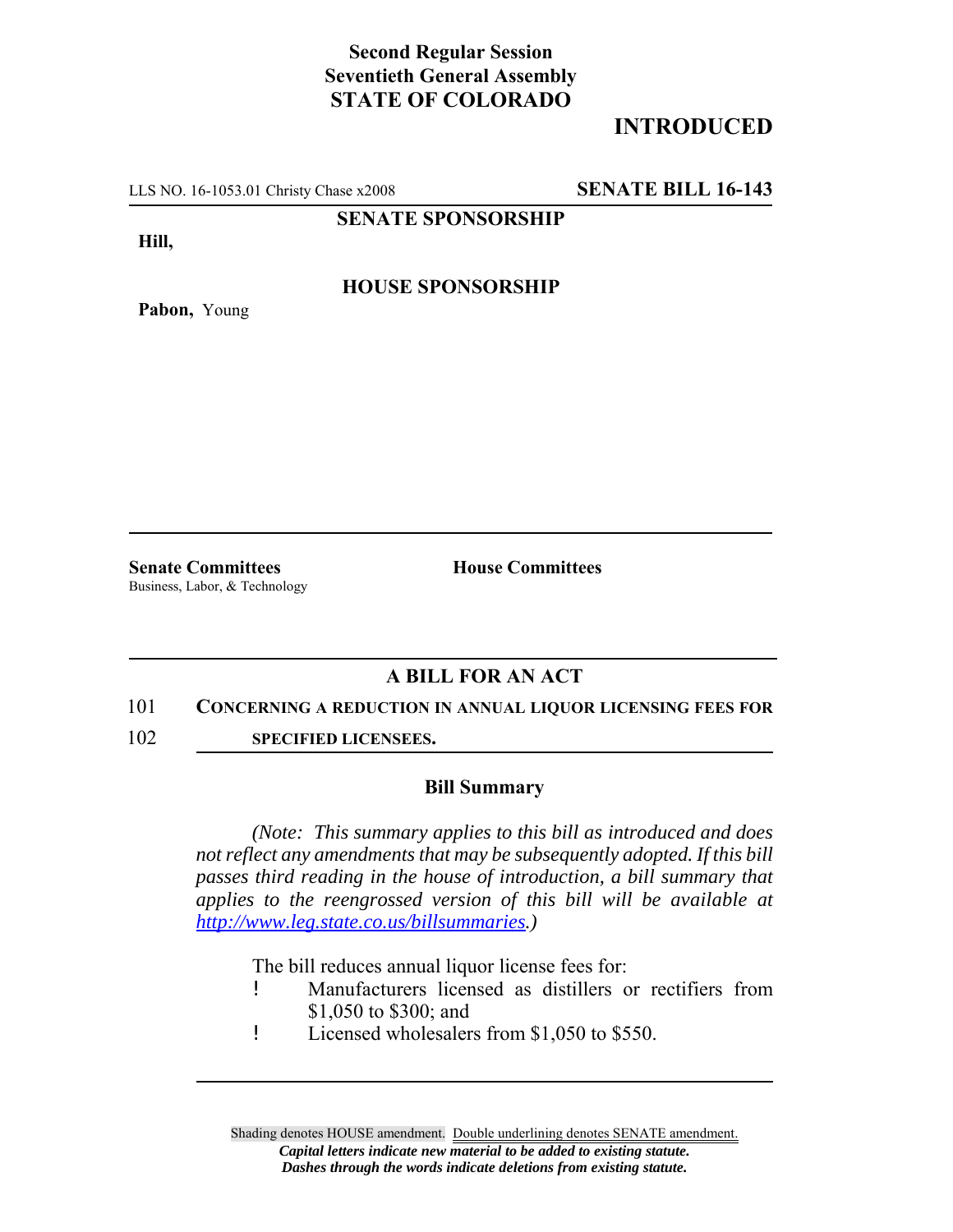**Second Regular Session**
**Seventieth General Assembly**
**STATE OF COLORADO**

# INTRODUCED

LLS NO. 16-1053.01 Christy Chase x2008 **SENATE BILL 16-143**

**SENATE SPONSORSHIP**

**Hill,**

**HOUSE SPONSORSHIP**

**Pabon,** Young

**Senate Committees**
Business, Labor, & Technology

**House Committees**

## A BILL FOR AN ACT

101 **CONCERNING A REDUCTION IN ANNUAL LIQUOR LICENSING FEES FOR**
102 **SPECIFIED LICENSEES.**

### Bill Summary

*(Note: This summary applies to this bill as introduced and does not reflect any amendments that may be subsequently adopted. If this bill passes third reading in the house of introduction, a bill summary that applies to the reengrossed version of this bill will be available at http://www.leg.state.co.us/billsummaries.)*

The bill reduces annual liquor license fees for:

- Manufacturers licensed as distillers or rectifiers from $1,050 to $300; and
- Licensed wholesalers from $1,050 to $550.

Shading denotes HOUSE amendment. Double underlining denotes SENATE amendment.
*Capital letters indicate new material to be added to existing statute.*
*Dashes through the words indicate deletions from existing statute.*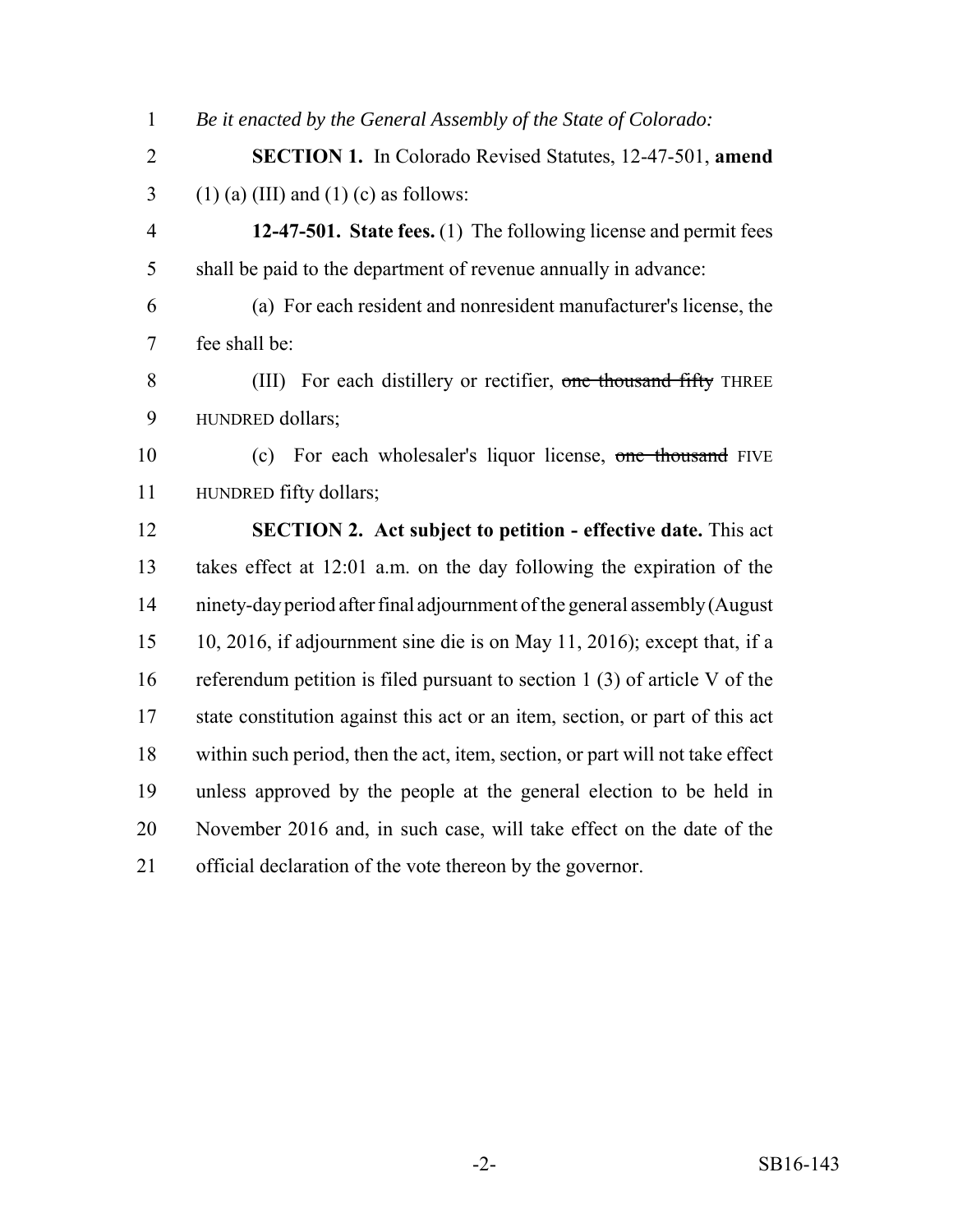*Be it enacted by the General Assembly of the State of Colorado:*

**SECTION 1.** In Colorado Revised Statutes, 12-47-501, **amend** (1) (a) (III) and (1) (c) as follows:

**12-47-501. State fees.** (1) The following license and permit fees shall be paid to the department of revenue annually in advance:

(a) For each resident and nonresident manufacturer's license, the fee shall be:

(III) For each distillery or rectifier, ~~one thousand fifty~~ THREE HUNDRED dollars;

(c) For each wholesaler's liquor license, ~~one thousand~~ FIVE HUNDRED fifty dollars;

**SECTION 2. Act subject to petition - effective date.** This act takes effect at 12:01 a.m. on the day following the expiration of the ninety-day period after final adjournment of the general assembly (August 10, 2016, if adjournment sine die is on May 11, 2016); except that, if a referendum petition is filed pursuant to section 1 (3) of article V of the state constitution against this act or an item, section, or part of this act within such period, then the act, item, section, or part will not take effect unless approved by the people at the general election to be held in November 2016 and, in such case, will take effect on the date of the official declaration of the vote thereon by the governor.